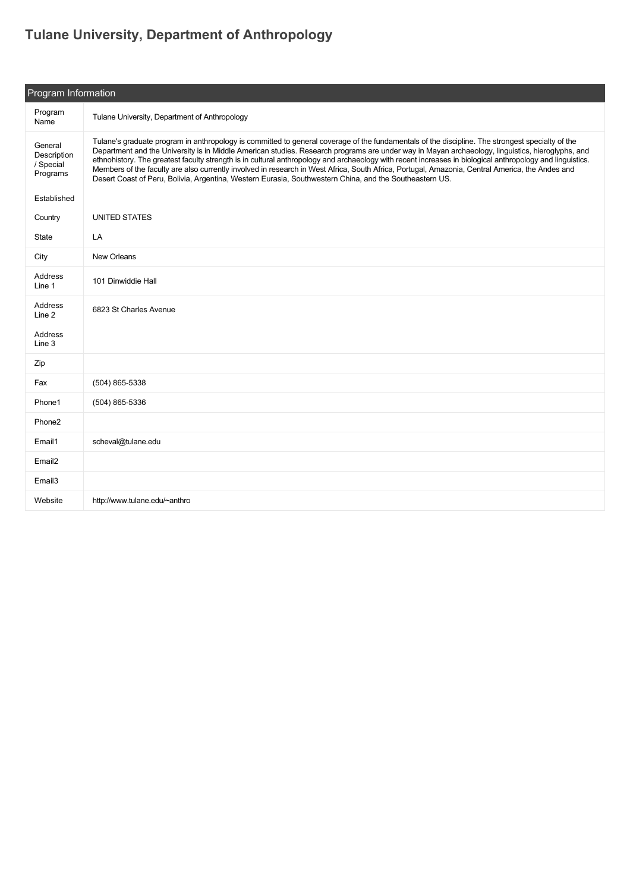# Tulane University, Department of Anthropology

## Program Information

| | |
|---|---|
| Program Name | Tulane University, Department of Anthropology |
| General Description / Special Programs | Tulane's graduate program in anthropology is committed to general coverage of the fundamentals of the discipline. The strongest specialty of the Department and the University is in Middle American studies. Research programs are under way in Mayan archaeology, linguistics, hieroglyphs, and ethnohistory. The greatest faculty strength is in cultural anthropology and archaeology with recent increases in biological anthropology and linguistics. Members of the faculty are also currently involved in research in West Africa, South Africa, Portugal, Amazonia, Central America, the Andes and Desert Coast of Peru, Bolivia, Argentina, Western Eurasia, Southwestern China, and the Southeastern US. |
| Established | |
| Country | UNITED STATES |
| State | LA |
| City | New Orleans |
| Address Line 1 | 101 Dinwiddie Hall |
| Address Line 2 | 6823 St Charles Avenue |
| Address Line 3 | |
| Zip | |
| Fax | (504) 865-5338 |
| Phone1 | (504) 865-5336 |
| Phone2 | |
| Email1 | scheval@tulane.edu |
| Email2 | |
| Email3 | |
| Website | http://www.tulane.edu/~anthro |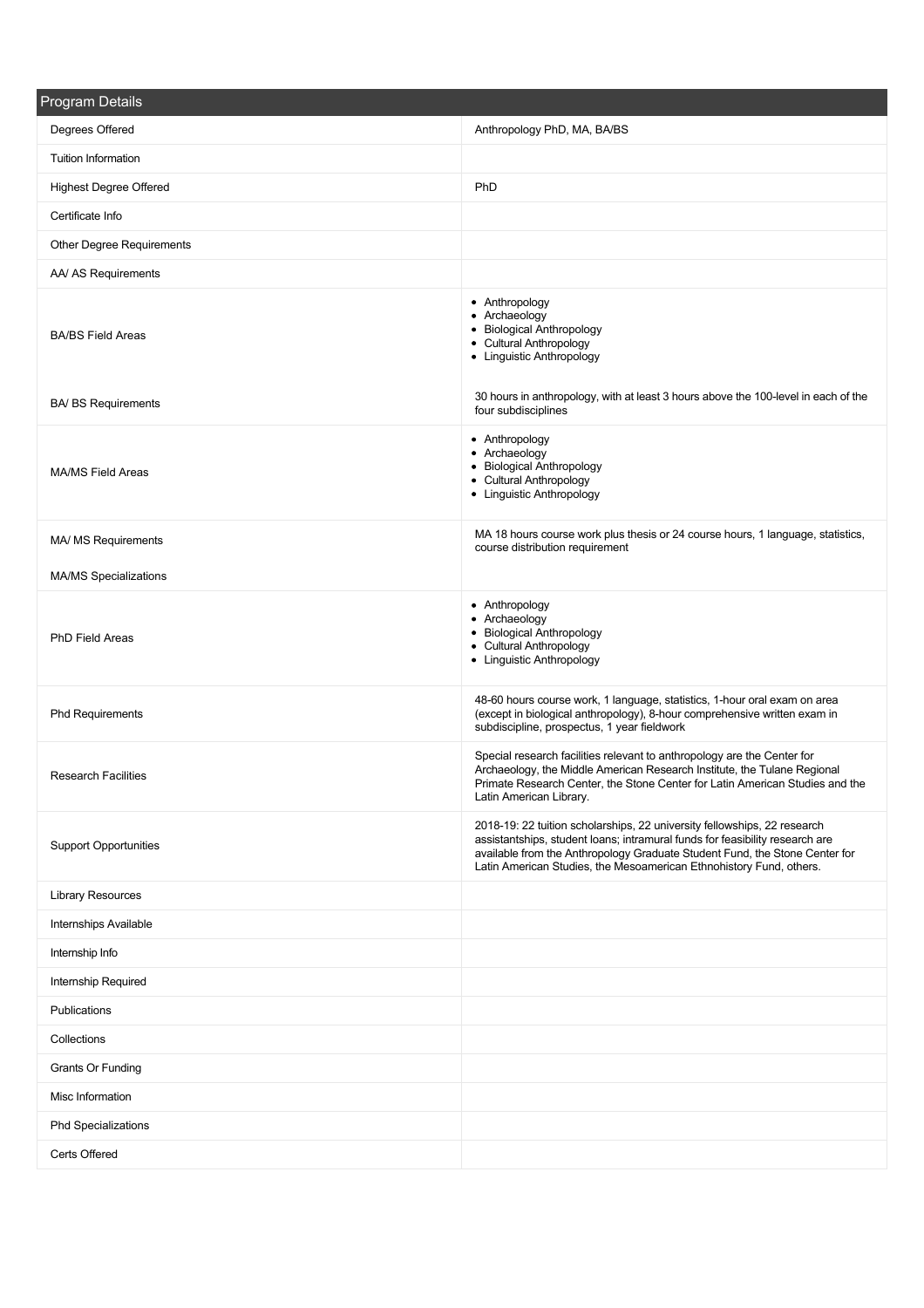| Program Details | |
|---|---|
| Degrees Offered | Anthropology PhD, MA, BA/BS |
| Tuition Information | |
| Highest Degree Offered | PhD |
| Certificate Info | |
| Other Degree Requirements | |
| AA/ AS Requirements | |
| BA/BS Field Areas | • Anthropology<br>• Archaeology<br>• Biological Anthropology<br>• Cultural Anthropology<br>• Linguistic Anthropology |
| BA/ BS Requirements | 30 hours in anthropology, with at least 3 hours above the 100-level in each of the four subdisciplines |
| MA/MS Field Areas | • Anthropology<br>• Archaeology<br>• Biological Anthropology<br>• Cultural Anthropology<br>• Linguistic Anthropology |
| MA/ MS Requirements | MA 18 hours course work plus thesis or 24 course hours, 1 language, statistics, course distribution requirement |
| MA/MS Specializations | |
| PhD Field Areas | • Anthropology<br>• Archaeology<br>• Biological Anthropology<br>• Cultural Anthropology<br>• Linguistic Anthropology |
| Phd Requirements | 48-60 hours course work, 1 language, statistics, 1-hour oral exam on area (except in biological anthropology), 8-hour comprehensive written exam in subdiscipline, prospectus, 1 year fieldwork |
| Research Facilities | Special research facilities relevant to anthropology are the Center for Archaeology, the Middle American Research Institute, the Tulane Regional Primate Research Center, the Stone Center for Latin American Studies and the Latin American Library. |
| Support Opportunities | 2018-19: 22 tuition scholarships, 22 university fellowships, 22 research assistantships, student loans; intramural funds for feasibility research are available from the Anthropology Graduate Student Fund, the Stone Center for Latin American Studies, the Mesoamerican Ethnohistory Fund, others. |
| Library Resources | |
| Internships Available | |
| Internship Info | |
| Internship Required | |
| Publications | |
| Collections | |
| Grants Or Funding | |
| Misc Information | |
| Phd Specializations | |
| Certs Offered | |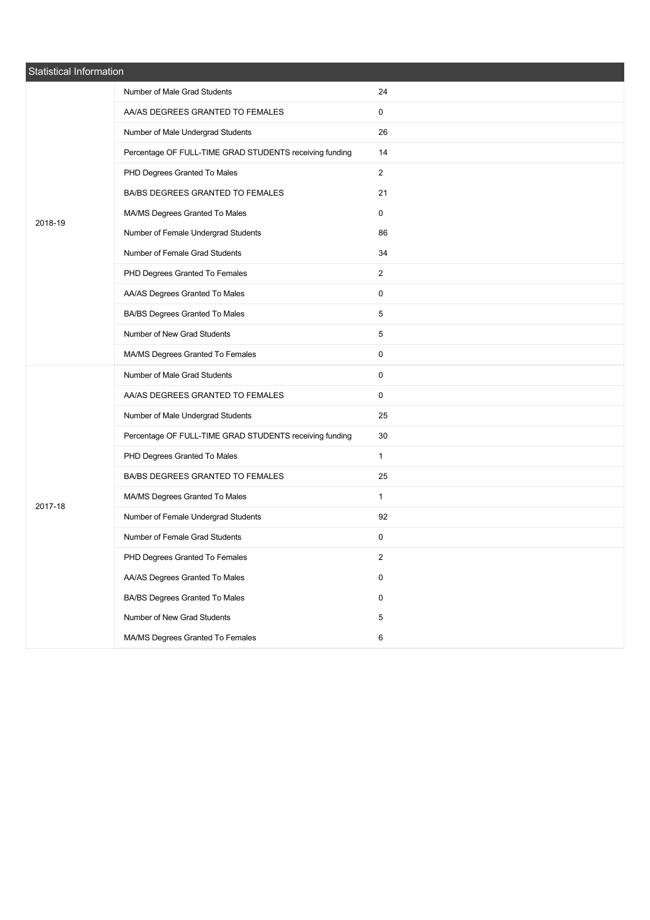| Statistical Information | | |
|---|---|---|
| 2018-19 | Number of Male Grad Students | 24 |
| | AA/AS DEGREES GRANTED TO FEMALES | 0 |
| | Number of Male Undergrad Students | 26 |
| | Percentage OF FULL-TIME GRAD STUDENTS receiving funding | 14 |
| | PHD Degrees Granted To Males | 2 |
| | BA/BS DEGREES GRANTED TO FEMALES | 21 |
| | MA/MS Degrees Granted To Males | 0 |
| | Number of Female Undergrad Students | 86 |
| | Number of Female Grad Students | 34 |
| | PHD Degrees Granted To Females | 2 |
| | AA/AS Degrees Granted To Males | 0 |
| | BA/BS Degrees Granted To Males | 5 |
| | Number of New Grad Students | 5 |
| | MA/MS Degrees Granted To Females | 0 |
| 2017-18 | Number of Male Grad Students | 0 |
| | AA/AS DEGREES GRANTED TO FEMALES | 0 |
| | Number of Male Undergrad Students | 25 |
| | Percentage OF FULL-TIME GRAD STUDENTS receiving funding | 30 |
| | PHD Degrees Granted To Males | 1 |
| | BA/BS DEGREES GRANTED TO FEMALES | 25 |
| | MA/MS Degrees Granted To Males | 1 |
| | Number of Female Undergrad Students | 92 |
| | Number of Female Grad Students | 0 |
| | PHD Degrees Granted To Females | 2 |
| | AA/AS Degrees Granted To Males | 0 |
| | BA/BS Degrees Granted To Males | 0 |
| | Number of New Grad Students | 5 |
| | MA/MS Degrees Granted To Females | 6 |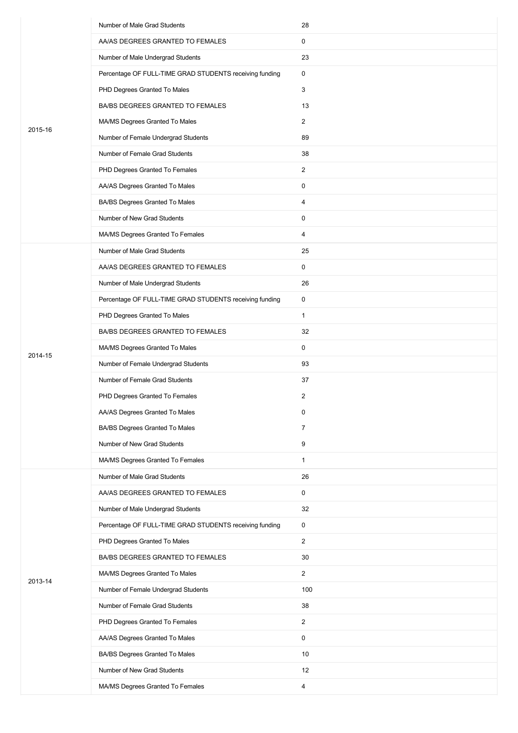| | | |
|---|---|---|
| 2015-16 | Number of Male Grad Students | 28 |
| | AA/AS DEGREES GRANTED TO FEMALES | 0 |
| | Number of Male Undergrad Students | 23 |
| | Percentage OF FULL-TIME GRAD STUDENTS receiving funding | 0 |
| | PHD Degrees Granted To Males | 3 |
| | BA/BS DEGREES GRANTED TO FEMALES | 13 |
| | MA/MS Degrees Granted To Males | 2 |
| | Number of Female Undergrad Students | 89 |
| | Number of Female Grad Students | 38 |
| | PHD Degrees Granted To Females | 2 |
| | AA/AS Degrees Granted To Males | 0 |
| | BA/BS Degrees Granted To Males | 4 |
| | Number of New Grad Students | 0 |
| | MA/MS Degrees Granted To Females | 4 |
| 2014-15 | Number of Male Grad Students | 25 |
| | AA/AS DEGREES GRANTED TO FEMALES | 0 |
| | Number of Male Undergrad Students | 26 |
| | Percentage OF FULL-TIME GRAD STUDENTS receiving funding | 0 |
| | PHD Degrees Granted To Males | 1 |
| | BA/BS DEGREES GRANTED TO FEMALES | 32 |
| | MA/MS Degrees Granted To Males | 0 |
| | Number of Female Undergrad Students | 93 |
| | Number of Female Grad Students | 37 |
| | PHD Degrees Granted To Females | 2 |
| | AA/AS Degrees Granted To Males | 0 |
| | BA/BS Degrees Granted To Males | 7 |
| | Number of New Grad Students | 9 |
| | MA/MS Degrees Granted To Females | 1 |
| 2013-14 | Number of Male Grad Students | 26 |
| | AA/AS DEGREES GRANTED TO FEMALES | 0 |
| | Number of Male Undergrad Students | 32 |
| | Percentage OF FULL-TIME GRAD STUDENTS receiving funding | 0 |
| | PHD Degrees Granted To Males | 2 |
| | BA/BS DEGREES GRANTED TO FEMALES | 30 |
| | MA/MS Degrees Granted To Males | 2 |
| | Number of Female Undergrad Students | 100 |
| | Number of Female Grad Students | 38 |
| | PHD Degrees Granted To Females | 2 |
| | AA/AS Degrees Granted To Males | 0 |
| | BA/BS Degrees Granted To Males | 10 |
| | Number of New Grad Students | 12 |
| | MA/MS Degrees Granted To Females | 4 |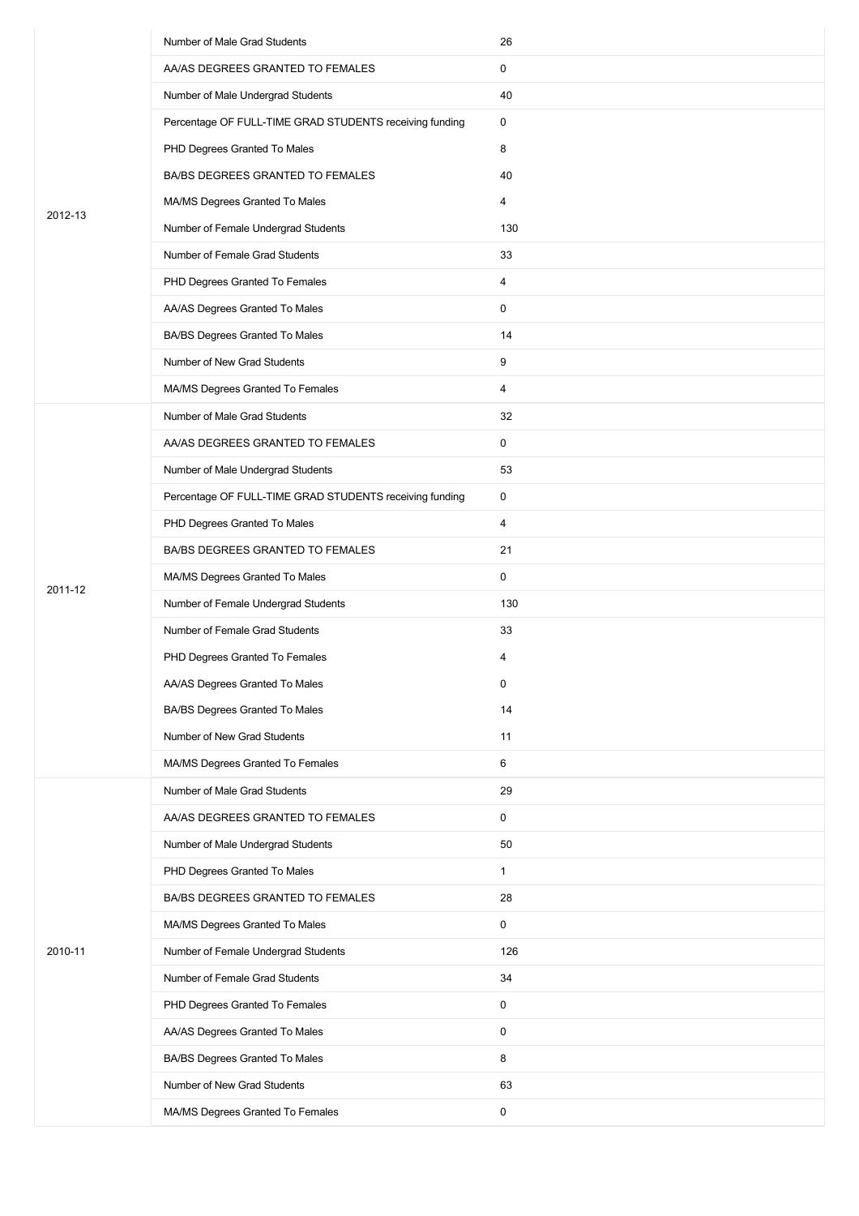| | | |
|---|---|---|
| 2012-13 | Number of Male Grad Students | 26 |
| | AA/AS DEGREES GRANTED TO FEMALES | 0 |
| | Number of Male Undergrad Students | 40 |
| | Percentage OF FULL-TIME GRAD STUDENTS receiving funding | 0 |
| | PHD Degrees Granted To Males | 8 |
| | BA/BS DEGREES GRANTED TO FEMALES | 40 |
| | MA/MS Degrees Granted To Males | 4 |
| | Number of Female Undergrad Students | 130 |
| | Number of Female Grad Students | 33 |
| | PHD Degrees Granted To Females | 4 |
| | AA/AS Degrees Granted To Males | 0 |
| | BA/BS Degrees Granted To Males | 14 |
| | Number of New Grad Students | 9 |
| | MA/MS Degrees Granted To Females | 4 |
| 2011-12 | Number of Male Grad Students | 32 |
| | AA/AS DEGREES GRANTED TO FEMALES | 0 |
| | Number of Male Undergrad Students | 53 |
| | Percentage OF FULL-TIME GRAD STUDENTS receiving funding | 0 |
| | PHD Degrees Granted To Males | 4 |
| | BA/BS DEGREES GRANTED TO FEMALES | 21 |
| | MA/MS Degrees Granted To Males | 0 |
| | Number of Female Undergrad Students | 130 |
| | Number of Female Grad Students | 33 |
| | PHD Degrees Granted To Females | 4 |
| | AA/AS Degrees Granted To Males | 0 |
| | BA/BS Degrees Granted To Males | 14 |
| | Number of New Grad Students | 11 |
| | MA/MS Degrees Granted To Females | 6 |
| 2010-11 | Number of Male Grad Students | 29 |
| | AA/AS DEGREES GRANTED TO FEMALES | 0 |
| | Number of Male Undergrad Students | 50 |
| | PHD Degrees Granted To Males | 1 |
| | BA/BS DEGREES GRANTED TO FEMALES | 28 |
| | MA/MS Degrees Granted To Males | 0 |
| | Number of Female Undergrad Students | 126 |
| | Number of Female Grad Students | 34 |
| | PHD Degrees Granted To Females | 0 |
| | AA/AS Degrees Granted To Males | 0 |
| | BA/BS Degrees Granted To Males | 8 |
| | Number of New Grad Students | 63 |
| | MA/MS Degrees Granted To Females | 0 |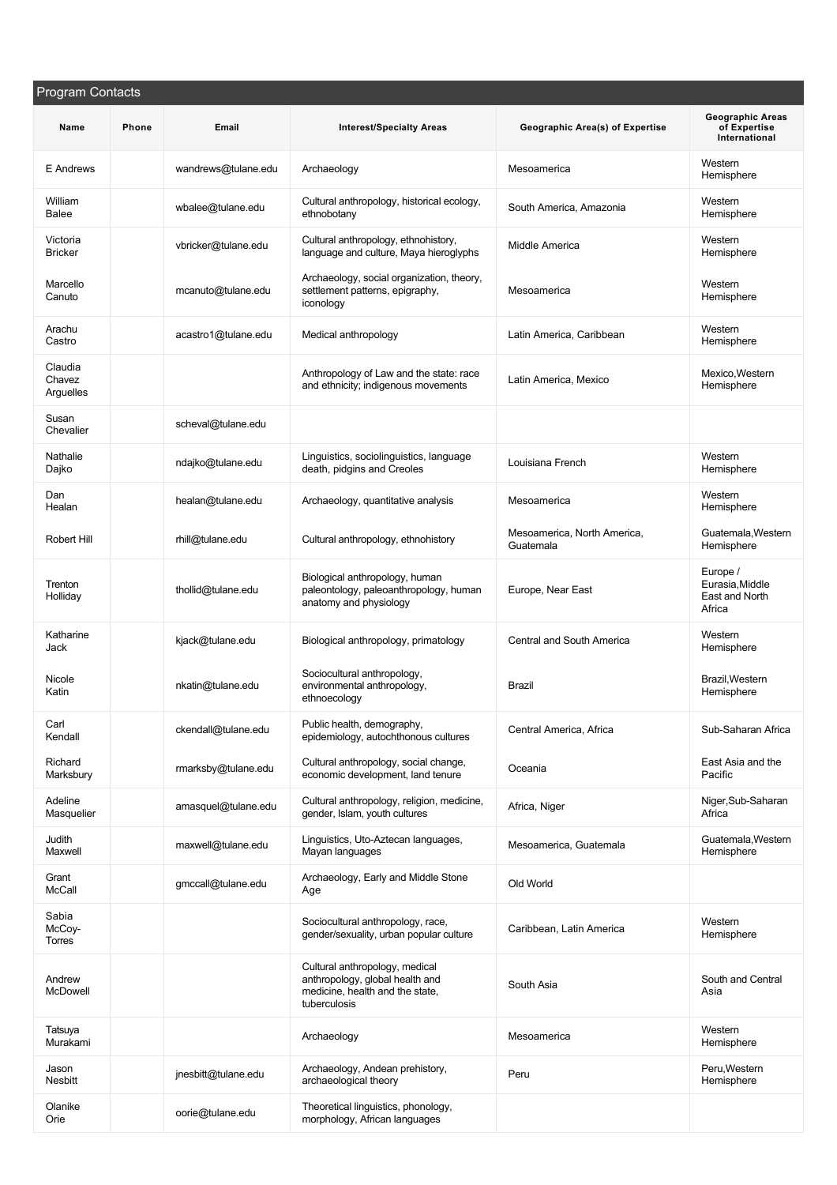## Program Contacts

| Name | Phone | Email | Interest/Specialty Areas | Geographic Area(s) of Expertise | Geographic Areas of Expertise International |
|---|---|---|---|---|---|
| E Andrews | | wandrews@tulane.edu | Archaeology | Mesoamerica | Western Hemisphere |
| William Balee | | wbalee@tulane.edu | Cultural anthropology, historical ecology, ethnobotany | South America, Amazonia | Western Hemisphere |
| Victoria Bricker | | vbricker@tulane.edu | Cultural anthropology, ethnohistory, language and culture, Maya hieroglyphs | Middle America | Western Hemisphere |
| Marcello Canuto | | mcanuto@tulane.edu | Archaeology, social organization, theory, settlement patterns, epigraphy, iconology | Mesoamerica | Western Hemisphere |
| Arachu Castro | | acastro1@tulane.edu | Medical anthropology | Latin America, Caribbean | Western Hemisphere |
| Claudia Chavez Arguelles | | | Anthropology of Law and the state: race and ethnicity; indigenous movements | Latin America, Mexico | Mexico,Western Hemisphere |
| Susan Chevalier | | scheval@tulane.edu | | | |
| Nathalie Dajko | | ndajko@tulane.edu | Linguistics, sociolinguistics, language death, pidgins and Creoles | Louisiana French | Western Hemisphere |
| Dan Healan | | healan@tulane.edu | Archaeology, quantitative analysis | Mesoamerica | Western Hemisphere |
| Robert Hill | | rhill@tulane.edu | Cultural anthropology, ethnohistory | Mesoamerica, North America, Guatemala | Guatemala,Western Hemisphere |
| Trenton Holliday | | thollid@tulane.edu | Biological anthropology, human paleontology, paleoanthropology, human anatomy and physiology | Europe, Near East | Europe / Eurasia,Middle East and North Africa |
| Katharine Jack | | kjack@tulane.edu | Biological anthropology, primatology | Central and South America | Western Hemisphere |
| Nicole Katin | | nkatin@tulane.edu | Sociocultural anthropology, environmental anthropology, ethnoecology | Brazil | Brazil,Western Hemisphere |
| Carl Kendall | | ckendall@tulane.edu | Public health, demography, epidemiology, autochthonous cultures | Central America, Africa | Sub-Saharan Africa |
| Richard Marksbury | | rmarksby@tulane.edu | Cultural anthropology, social change, economic development, land tenure | Oceania | East Asia and the Pacific |
| Adeline Masquelier | | amasquel@tulane.edu | Cultural anthropology, religion, medicine, gender, Islam, youth cultures | Africa, Niger | Niger,Sub-Saharan Africa |
| Judith Maxwell | | maxwell@tulane.edu | Linguistics, Uto-Aztecan languages, Mayan languages | Mesoamerica, Guatemala | Guatemala,Western Hemisphere |
| Grant McCall | | gmccall@tulane.edu | Archaeology, Early and Middle Stone Age | Old World | |
| Sabia McCoy-Torres | | | Sociocultural anthropology, race, gender/sexuality, urban popular culture | Caribbean, Latin America | Western Hemisphere |
| Andrew McDowell | | | Cultural anthropology, medical anthropology, global health and medicine, health and the state, tuberculosis | South Asia | South and Central Asia |
| Tatsuya Murakami | | | Archaeology | Mesoamerica | Western Hemisphere |
| Jason Nesbitt | | jnesbitt@tulane.edu | Archaeology, Andean prehistory, archaeological theory | Peru | Peru,Western Hemisphere |
| Olanike Orie | | oorie@tulane.edu | Theoretical linguistics, phonology, morphology, African languages | | |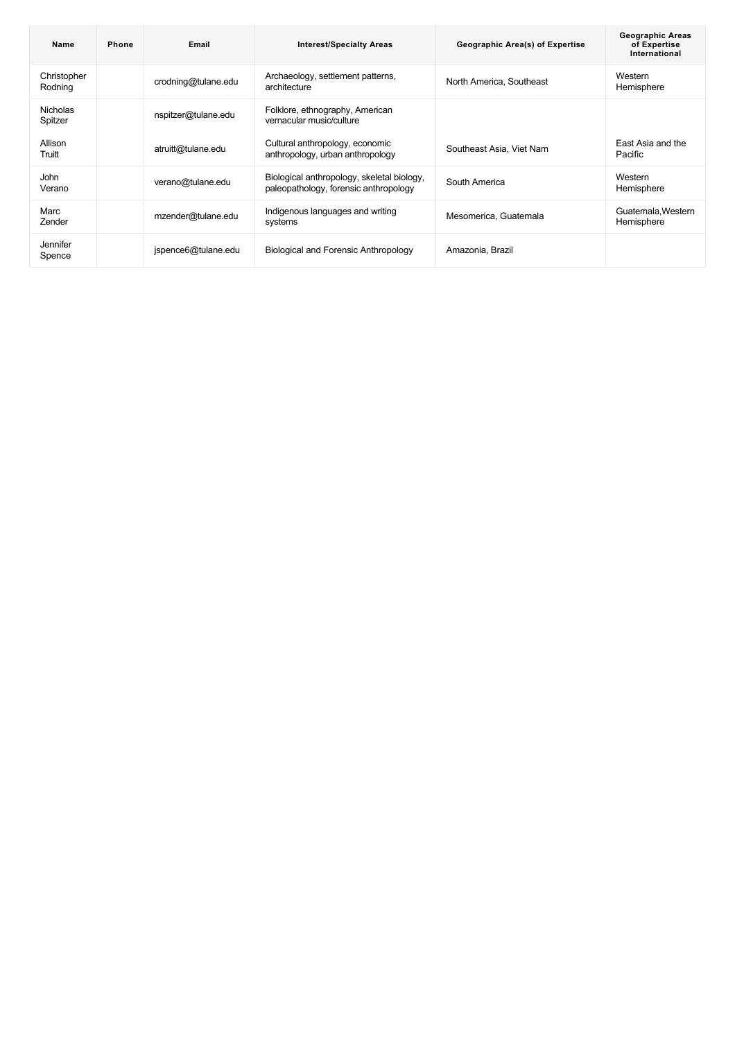| Name | Phone | Email | Interest/Specialty Areas | Geographic Area(s) of Expertise | Geographic Areas of Expertise International |
|---|---|---|---|---|---|
| Christopher Rodning | | crodning@tulane.edu | Archaeology, settlement patterns, architecture | North America, Southeast | Western Hemisphere |
| Nicholas Spitzer | | nspitzer@tulane.edu | Folklore, ethnography, American vernacular music/culture | | |
| Allison Truitt | | atruitt@tulane.edu | Cultural anthropology, economic anthropology, urban anthropology | Southeast Asia, Viet Nam | East Asia and the Pacific |
| John Verano | | verano@tulane.edu | Biological anthropology, skeletal biology, paleopathology, forensic anthropology | South America | Western Hemisphere |
| Marc Zender | | mzender@tulane.edu | Indigenous languages and writing systems | Mesomerica, Guatemala | Guatemala,Western Hemisphere |
| Jennifer Spence | | jspence6@tulane.edu | Biological and Forensic Anthropology | Amazonia, Brazil | |